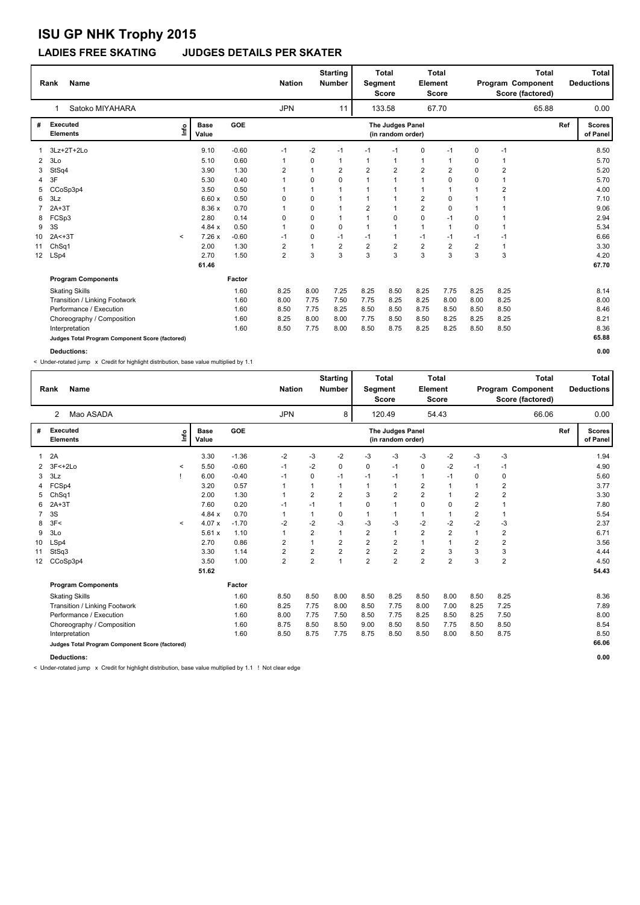# ISU GP NHK Trophy 2015

## LADIES FREE SKATING JUDGES DETAILS PER SKATER

| Rank | Name | Nation | Starting Number | Total Segment Score | Total Element Score | Total Program Component Score (factored) | Total Deductions |
|---|---|---|---|---|---|---|---|
| 1 | Satoko MIYAHARA | JPN | 11 | 133.58 | 67.70 | 65.88 | 0.00 |

| # | Executed Elements | Info | Base Value | GOE | J1 | J2 | J3 | J4 | J5 | J6 | J7 | J8 | J9 | Ref | Scores of Panel |
|---|---|---|---|---|---|---|---|---|---|---|---|---|---|---|---|
| 1 | 3Lz+2T+2Lo | | 9.10 | -0.60 | -1 | -2 | -1 | -1 | -1 | 0 | -1 | 0 | -1 | | 8.50 |
| 2 | 3Lo | | 5.10 | 0.60 | 1 | 0 | 1 | 1 | 1 | 1 | 1 | 0 | 1 | | 5.70 |
| 3 | StSq4 | | 3.90 | 1.30 | 2 | 1 | 2 | 2 | 2 | 2 | 2 | 0 | 2 | | 5.20 |
| 4 | 3F | | 5.30 | 0.40 | 1 | 0 | 0 | 1 | 1 | 1 | 0 | 0 | 1 | | 5.70 |
| 5 | CCoSp3p4 | | 3.50 | 0.50 | 1 | 1 | 1 | 1 | 1 | 1 | 1 | 1 | 2 | | 4.00 |
| 6 | 3Lz | | 6.60 x | 0.50 | 0 | 0 | 1 | 1 | 1 | 2 | 0 | 1 | 1 | | 7.10 |
| 7 | 2A+3T | | 8.36 x | 0.70 | 1 | 0 | 1 | 2 | 1 | 2 | 0 | 1 | 1 | | 9.06 |
| 8 | FCSp3 | | 2.80 | 0.14 | 0 | 0 | 1 | 1 | 0 | 0 | -1 | 0 | 1 | | 2.94 |
| 9 | 3S | | 4.84 x | 0.50 | 1 | 0 | 0 | 1 | 1 | 1 | 1 | 0 | 1 | | 5.34 |
| 10 | 2A<+3T | < | 7.26 x | -0.60 | -1 | 0 | -1 | -1 | 1 | -1 | -1 | -1 | -1 | | 6.66 |
| 11 | ChSq1 | | 2.00 | 1.30 | 2 | 1 | 2 | 2 | 2 | 2 | 2 | 2 | 1 | | 3.30 |
| 12 | LSp4 | | 2.70 | 1.50 | 2 | 3 | 3 | 3 | 3 | 3 | 3 | 3 | 3 | | 4.20 |
| | | | 61.46 | | | | | | | | | | | | 67.70 |

| Program Components | Factor | J1 | J2 | J3 | J4 | J5 | J6 | J7 | J8 | J9 | Scores of Panel |
|---|---|---|---|---|---|---|---|---|---|---|---|
| Skating Skills | 1.60 | 8.25 | 8.00 | 7.25 | 8.25 | 8.50 | 8.25 | 7.75 | 8.25 | 8.25 | 8.14 |
| Transition / Linking Footwork | 1.60 | 8.00 | 7.75 | 7.50 | 7.75 | 8.25 | 8.25 | 8.00 | 8.00 | 8.25 | 8.00 |
| Performance / Execution | 1.60 | 8.50 | 7.75 | 8.25 | 8.50 | 8.50 | 8.75 | 8.50 | 8.50 | 8.50 | 8.46 |
| Choreography / Composition | 1.60 | 8.25 | 8.00 | 8.00 | 7.75 | 8.50 | 8.50 | 8.25 | 8.25 | 8.25 | 8.21 |
| Interpretation | 1.60 | 8.50 | 7.75 | 8.00 | 8.50 | 8.75 | 8.25 | 8.25 | 8.50 | 8.50 | 8.36 |
| Judges Total Program Component Score (factored) | | | | | | | | | | | 65.88 |

**Deductions:** 0.00

< Under-rotated jump x Credit for highlight distribution, base value multiplied by 1.1

| Rank | Name | Nation | Starting Number | Total Segment Score | Total Element Score | Total Program Component Score (factored) | Total Deductions |
|---|---|---|---|---|---|---|---|
| 2 | Mao ASADA | JPN | 8 | 120.49 | 54.43 | 66.06 | 0.00 |

| # | Executed Elements | Info | Base Value | GOE | J1 | J2 | J3 | J4 | J5 | J6 | J7 | J8 | J9 | Ref | Scores of Panel |
|---|---|---|---|---|---|---|---|---|---|---|---|---|---|---|---|
| 1 | 2A | | 3.30 | -1.36 | -2 | -3 | -2 | -3 | -3 | -3 | -2 | -3 | -3 | | 1.94 |
| 2 | 3F<+2Lo | < | 5.50 | -0.60 | -1 | -2 | 0 | 0 | -1 | 0 | -2 | -1 | -1 | | 4.90 |
| 3 | 3Lz | ! | 6.00 | -0.40 | -1 | 0 | -1 | -1 | -1 | 1 | -1 | 0 | 0 | | 5.60 |
| 4 | FCSp4 | | 3.20 | 0.57 | 1 | 1 | 1 | 1 | 1 | 2 | 1 | 1 | 2 | | 3.77 |
| 5 | ChSq1 | | 2.00 | 1.30 | 1 | 2 | 2 | 3 | 2 | 2 | 1 | 2 | 2 | | 3.30 |
| 6 | 2A+3T | | 7.60 | 0.20 | -1 | -1 | 1 | 0 | 1 | 0 | 0 | 2 | 1 | | 7.80 |
| 7 | 3S | | 4.84 x | 0.70 | 1 | 1 | 0 | 1 | 1 | 1 | 1 | 2 | 1 | | 5.54 |
| 8 | 3F< | < | 4.07 x | -1.70 | -2 | -2 | -3 | -3 | -3 | -2 | -2 | -2 | -3 | | 2.37 |
| 9 | 3Lo | | 5.61 x | 1.10 | 1 | 2 | 1 | 2 | 1 | 2 | 2 | 1 | 2 | | 6.71 |
| 10 | LSp4 | | 2.70 | 0.86 | 2 | 1 | 2 | 2 | 2 | 1 | 1 | 2 | 2 | | 3.56 |
| 11 | StSq3 | | 3.30 | 1.14 | 2 | 2 | 2 | 2 | 2 | 2 | 3 | 3 | 3 | | 4.44 |
| 12 | CCoSp3p4 | | 3.50 | 1.00 | 2 | 2 | 1 | 2 | 2 | 2 | 2 | 3 | 2 | | 4.50 |
| | | | 51.62 | | | | | | | | | | | | 54.43 |

| Program Components | Factor | J1 | J2 | J3 | J4 | J5 | J6 | J7 | J8 | J9 | Scores of Panel |
|---|---|---|---|---|---|---|---|---|---|---|---|
| Skating Skills | 1.60 | 8.50 | 8.50 | 8.00 | 8.50 | 8.25 | 8.50 | 8.00 | 8.50 | 8.25 | 8.36 |
| Transition / Linking Footwork | 1.60 | 8.25 | 7.75 | 8.00 | 8.50 | 7.75 | 8.00 | 7.00 | 8.25 | 7.25 | 7.89 |
| Performance / Execution | 1.60 | 8.00 | 7.75 | 7.50 | 8.50 | 7.75 | 8.25 | 8.50 | 8.25 | 7.50 | 8.00 |
| Choreography / Composition | 1.60 | 8.75 | 8.50 | 8.50 | 9.00 | 8.50 | 8.50 | 7.75 | 8.50 | 8.50 | 8.54 |
| Interpretation | 1.60 | 8.50 | 8.75 | 7.75 | 8.75 | 8.50 | 8.50 | 8.00 | 8.50 | 8.75 | 8.50 |
| Judges Total Program Component Score (factored) | | | | | | | | | | | 66.06 |

**Deductions:** 0.00

< Under-rotated jump x Credit for highlight distribution, base value multiplied by 1.1 ! Not clear edge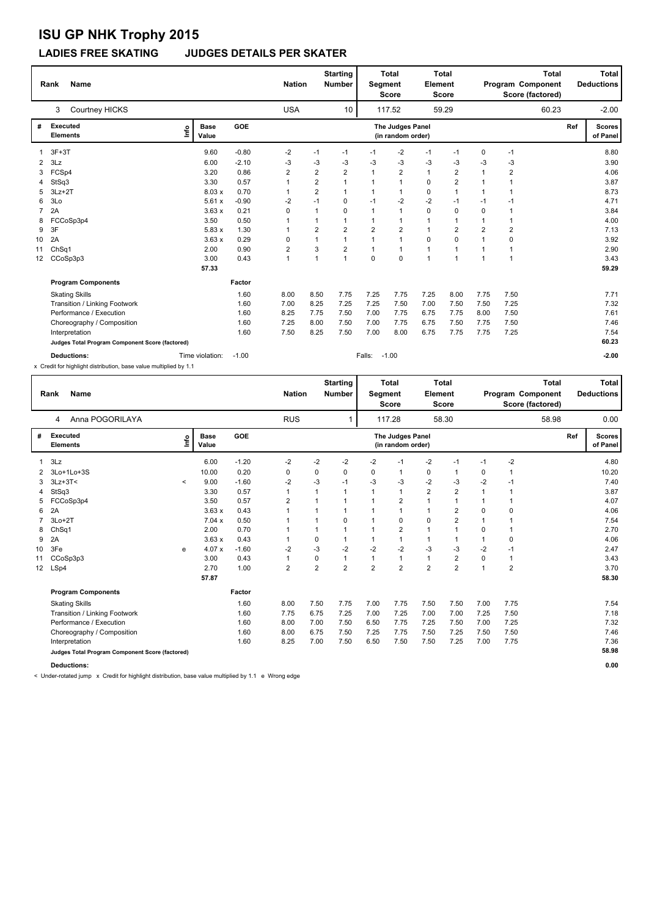# ISU GP NHK Trophy 2015

## LADIES FREE SKATING JUDGES DETAILS PER SKATER

| Rank | Name | Nation | Starting Number | Total Segment Score | Total Element Score | Total Program Component Score (factored) | Total Deductions |
|---|---|---|---|---|---|---|---|
| 3 | Courtney HICKS | USA | 10 | 117.52 | 59.29 | 60.23 | -2.00 |

| # | Executed Elements | Info | Base Value | GOE | J1 | J2 | J3 | J4 | J5 | J6 | J7 | J8 | J9 | Ref | Scores of Panel |
|---|---|---|---|---|---|---|---|---|---|---|---|---|---|---|---|
| 1 | 3F+3T | | 9.60 | -0.80 | -2 | -1 | -1 | -1 | -2 | -1 | -1 | 0 | -1 | | 8.80 |
| 2 | 3Lz | | 6.00 | -2.10 | -3 | -3 | -3 | -3 | -3 | -3 | -3 | -3 | -3 | | 3.90 |
| 3 | FCSp4 | | 3.20 | 0.86 | 2 | 2 | 2 | 1 | 2 | 1 | 2 | 1 | 2 | | 4.06 |
| 4 | StSq3 | | 3.30 | 0.57 | 1 | 2 | 1 | 1 | 1 | 0 | 2 | 1 | 1 | | 3.87 |
| 5 | 3Lz+2T | | 8.03 x | 0.70 | 1 | 2 | 1 | 1 | 1 | 0 | 1 | 1 | 1 | | 8.73 |
| 6 | 3Lo | | 5.61 x | -0.90 | -2 | -1 | 0 | -1 | -2 | -2 | -1 | -1 | -1 | | 4.71 |
| 7 | 2A | | 3.63 x | 0.21 | 0 | 1 | 0 | 1 | 1 | 0 | 0 | 0 | 1 | | 3.84 |
| 8 | FCCoSp3p4 | | 3.50 | 0.50 | 1 | 1 | 1 | 1 | 1 | 1 | 1 | 1 | 1 | | 4.00 |
| 9 | 3F | | 5.83 x | 1.30 | 1 | 2 | 2 | 2 | 2 | 1 | 2 | 2 | 2 | | 7.13 |
| 10 | 2A | | 3.63 x | 0.29 | 0 | 1 | 1 | 1 | 1 | 0 | 0 | 1 | 0 | | 3.92 |
| 11 | ChSq1 | | 2.00 | 0.90 | 2 | 3 | 2 | 1 | 1 | 1 | 1 | 1 | 1 | | 2.90 |
| 12 | CCoSp3p3 | | 3.00 | 0.43 | 1 | 1 | 1 | 0 | 0 | 1 | 1 | 1 | 1 | | 3.43 |
| | | | 57.33 | | | | | | | | | | | | 59.29 |

| Program Components | Factor | J1 | J2 | J3 | J4 | J5 | J6 | J7 | J8 | J9 | Scores of Panel |
|---|---|---|---|---|---|---|---|---|---|---|---|
| Skating Skills | 1.60 | 8.00 | 8.50 | 7.75 | 7.25 | 7.75 | 7.25 | 8.00 | 7.75 | 7.50 | 7.71 |
| Transition / Linking Footwork | 1.60 | 7.00 | 8.25 | 7.25 | 7.25 | 7.50 | 7.00 | 7.50 | 7.50 | 7.25 | 7.32 |
| Performance / Execution | 1.60 | 8.25 | 7.75 | 7.50 | 7.00 | 7.75 | 6.75 | 7.75 | 8.00 | 7.50 | 7.61 |
| Choreography / Composition | 1.60 | 7.25 | 8.00 | 7.50 | 7.00 | 7.75 | 6.75 | 7.50 | 7.75 | 7.50 | 7.46 |
| Interpretation | 1.60 | 7.50 | 8.25 | 7.50 | 7.00 | 8.00 | 6.75 | 7.75 | 7.75 | 7.25 | 7.54 |
| Judges Total Program Component Score (factored) | | | | | | | | | | | 60.23 |

**Deductions:** Time violation: -1.00 Falls: -1.00 **-2.00**

x Credit for highlight distribution, base value multiplied by 1.1

| Rank | Name | Nation | Starting Number | Total Segment Score | Total Element Score | Total Program Component Score (factored) | Total Deductions |
|---|---|---|---|---|---|---|---|
| 4 | Anna POGORILAYA | RUS | 1 | 117.28 | 58.30 | 58.98 | 0.00 |

| # | Executed Elements | Info | Base Value | GOE | J1 | J2 | J3 | J4 | J5 | J6 | J7 | J8 | J9 | Ref | Scores of Panel |
|---|---|---|---|---|---|---|---|---|---|---|---|---|---|---|---|
| 1 | 3Lz | | 6.00 | -1.20 | -2 | -2 | -2 | -2 | -1 | -2 | -1 | -1 | -2 | | 4.80 |
| 2 | 3Lo+1Lo+3S | | 10.00 | 0.20 | 0 | 0 | 0 | 0 | 1 | 0 | 1 | 0 | 1 | | 10.20 |
| 3 | 3Lz+3T< | < | 9.00 | -1.60 | -2 | -3 | -1 | -3 | -3 | -2 | -3 | -2 | -1 | | 7.40 |
| 4 | StSq3 | | 3.30 | 0.57 | 1 | 1 | 1 | 1 | 1 | 2 | 2 | 1 | 1 | | 3.87 |
| 5 | FCCoSp3p4 | | 3.50 | 0.57 | 2 | 1 | 1 | 1 | 2 | 1 | 1 | 1 | 1 | | 4.07 |
| 6 | 2A | | 3.63 x | 0.43 | 1 | 1 | 1 | 1 | 1 | 1 | 2 | 0 | 0 | | 4.06 |
| 7 | 3Lo+2T | | 7.04 x | 0.50 | 1 | 1 | 0 | 1 | 0 | 0 | 2 | 1 | 1 | | 7.54 |
| 8 | ChSq1 | | 2.00 | 0.70 | 1 | 1 | 1 | 1 | 2 | 1 | 1 | 0 | 1 | | 2.70 |
| 9 | 2A | | 3.63 x | 0.43 | 1 | 0 | 1 | 1 | 1 | 1 | 1 | 1 | 0 | | 4.06 |
| 10 | 3Fe | e | 4.07 x | -1.60 | -2 | -3 | -2 | -2 | -2 | -3 | -3 | -2 | -1 | | 2.47 |
| 11 | CCoSp3p3 | | 3.00 | 0.43 | 1 | 0 | 1 | 1 | 1 | 1 | 2 | 0 | 1 | | 3.43 |
| 12 | LSp4 | | 2.70 | 1.00 | 2 | 2 | 2 | 2 | 2 | 2 | 2 | 1 | 2 | | 3.70 |
| | | | 57.87 | | | | | | | | | | | | 58.30 |

| Program Components | Factor | J1 | J2 | J3 | J4 | J5 | J6 | J7 | J8 | J9 | Scores of Panel |
|---|---|---|---|---|---|---|---|---|---|---|---|
| Skating Skills | 1.60 | 8.00 | 7.50 | 7.75 | 7.00 | 7.75 | 7.50 | 7.50 | 7.00 | 7.75 | 7.54 |
| Transition / Linking Footwork | 1.60 | 7.75 | 6.75 | 7.25 | 7.00 | 7.25 | 7.00 | 7.00 | 7.25 | 7.50 | 7.18 |
| Performance / Execution | 1.60 | 8.00 | 7.00 | 7.50 | 6.50 | 7.75 | 7.25 | 7.50 | 7.00 | 7.25 | 7.32 |
| Choreography / Composition | 1.60 | 8.00 | 6.75 | 7.50 | 7.25 | 7.75 | 7.50 | 7.25 | 7.50 | 7.50 | 7.46 |
| Interpretation | 1.60 | 8.25 | 7.00 | 7.50 | 6.50 | 7.50 | 7.50 | 7.25 | 7.00 | 7.75 | 7.36 |
| Judges Total Program Component Score (factored) | | | | | | | | | | | 58.98 |

**Deductions:** **0.00**

< Under-rotated jump x Credit for highlight distribution, base value multiplied by 1.1 e Wrong edge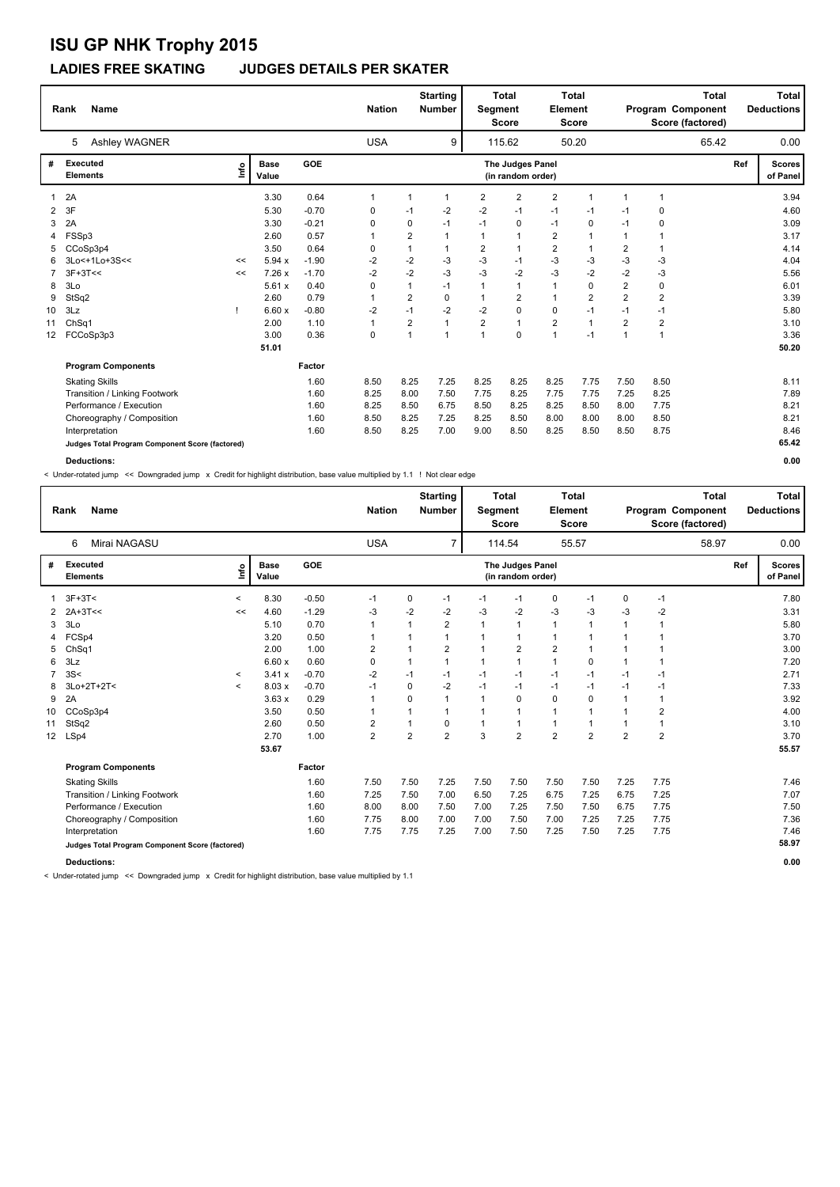# ISU GP NHK Trophy 2015

## LADIES FREE SKATING JUDGES DETAILS PER SKATER

| Rank | Name | Nation | Starting Number | Total Segment Score | Total Element Score | Total Program Component Score (factored) | Total Deductions |
|---|---|---|---|---|---|---|---|
| 5 | Ashley WAGNER | USA | 9 | 115.62 | 50.20 | 65.42 | 0.00 |

| # | Executed Elements | Info | Base Value | GOE | J1 | J2 | J3 | J4 | J5 | J6 | J7 | J8 | J9 | Ref | Scores of Panel |
|---|---|---|---|---|---|---|---|---|---|---|---|---|---|---|---|
| 1 | 2A | | 3.30 | 0.64 | 1 | 1 | 1 | 2 | 2 | 2 | 1 | 1 | 1 | | 3.94 |
| 2 | 3F | | 5.30 | -0.70 | 0 | -1 | -2 | -2 | -1 | -1 | -1 | -1 | 0 | | 4.60 |
| 3 | 2A | | 3.30 | -0.21 | 0 | 0 | -1 | -1 | 0 | -1 | 0 | -1 | 0 | | 3.09 |
| 4 | FSSp3 | | 2.60 | 0.57 | 1 | 2 | 1 | 1 | 1 | 2 | 1 | 1 | 1 | | 3.17 |
| 5 | CCoSp3p4 | | 3.50 | 0.64 | 0 | 1 | 1 | 2 | 1 | 2 | 1 | 2 | 1 | | 4.14 |
| 6 | 3Lo<+1Lo+3S<< | << | 5.94 x | -1.90 | -2 | -2 | -3 | -3 | -1 | -3 | -3 | -3 | -3 | | 4.04 |
| 7 | 3F+3T<< | << | 7.26 x | -1.70 | -2 | -2 | -3 | -3 | -2 | -3 | -2 | -2 | -3 | | 5.56 |
| 8 | 3Lo | | 5.61 x | 0.40 | 0 | 1 | -1 | 1 | 1 | 1 | 0 | 2 | 0 | | 6.01 |
| 9 | StSq2 | | 2.60 | 0.79 | 1 | 2 | 0 | 1 | 2 | 1 | 2 | 2 | 2 | | 3.39 |
| 10 | 3Lz | ! | 6.60 x | -0.80 | -2 | -1 | -2 | -2 | 0 | 0 | -1 | -1 | -1 | | 5.80 |
| 11 | ChSq1 | | 2.00 | 1.10 | 1 | 2 | 1 | 2 | 1 | 2 | 1 | 2 | 2 | | 3.10 |
| 12 | FCCoSp3p3 | | 3.00 | 0.36 | 0 | 1 | 1 | 1 | 0 | 1 | -1 | 1 | 1 | | 3.36 |
| | | | 51.01 | | | | | | | | | | | | 50.20 |

| Program Components | Factor | J1 | J2 | J3 | J4 | J5 | J6 | J7 | J8 | J9 | Scores of Panel |
|---|---|---|---|---|---|---|---|---|---|---|---|
| Skating Skills | 1.60 | 8.50 | 8.25 | 7.25 | 8.25 | 8.25 | 8.25 | 7.75 | 7.50 | 8.50 | 8.11 |
| Transition / Linking Footwork | 1.60 | 8.25 | 8.00 | 7.50 | 7.75 | 8.25 | 7.75 | 7.75 | 7.25 | 8.25 | 7.89 |
| Performance / Execution | 1.60 | 8.25 | 8.50 | 6.75 | 8.50 | 8.25 | 8.25 | 8.50 | 8.00 | 7.75 | 8.21 |
| Choreography / Composition | 1.60 | 8.50 | 8.25 | 7.25 | 8.25 | 8.50 | 8.00 | 8.00 | 8.00 | 8.50 | 8.21 |
| Interpretation | 1.60 | 8.50 | 8.25 | 7.00 | 9.00 | 8.50 | 8.25 | 8.50 | 8.50 | 8.75 | 8.46 |
| Judges Total Program Component Score (factored) | | | | | | | | | | | 65.42 |

**Deductions:** 0.00

< Under-rotated jump << Downgraded jump x Credit for highlight distribution, base value multiplied by 1.1 ! Not clear edge

| Rank | Name | Nation | Starting Number | Total Segment Score | Total Element Score | Total Program Component Score (factored) | Total Deductions |
|---|---|---|---|---|---|---|---|
| 6 | Mirai NAGASU | USA | 7 | 114.54 | 55.57 | 58.97 | 0.00 |

| # | Executed Elements | Info | Base Value | GOE | J1 | J2 | J3 | J4 | J5 | J6 | J7 | J8 | J9 | Ref | Scores of Panel |
|---|---|---|---|---|---|---|---|---|---|---|---|---|---|---|---|
| 1 | 3F+3T< | < | 8.30 | -0.50 | -1 | 0 | -1 | -1 | -1 | 0 | -1 | 0 | -1 | | 7.80 |
| 2 | 2A+3T<< | << | 4.60 | -1.29 | -3 | -2 | -2 | -3 | -2 | -3 | -3 | -3 | -2 | | 3.31 |
| 3 | 3Lo | | 5.10 | 0.70 | 1 | 1 | 2 | 1 | 1 | 1 | 1 | 1 | 1 | | 5.80 |
| 4 | FCSp4 | | 3.20 | 0.50 | 1 | 1 | 1 | 1 | 1 | 1 | 1 | 1 | 1 | | 3.70 |
| 5 | ChSq1 | | 2.00 | 1.00 | 2 | 1 | 2 | 1 | 2 | 2 | 1 | 1 | 1 | | 3.00 |
| 6 | 3Lz | | 6.60 x | 0.60 | 0 | 1 | 1 | 1 | 1 | 1 | 0 | 1 | 1 | | 7.20 |
| 7 | 3S< | < | 3.41 x | -0.70 | -2 | -1 | -1 | -1 | -1 | -1 | -1 | -1 | -1 | | 2.71 |
| 8 | 3Lo+2T+2T< | < | 8.03 x | -0.70 | -1 | 0 | -2 | -1 | -1 | -1 | -1 | -1 | -1 | | 7.33 |
| 9 | 2A | | 3.63 x | 0.29 | 1 | 0 | 1 | 1 | 0 | 0 | 0 | 1 | 1 | | 3.92 |
| 10 | CCoSp3p4 | | 3.50 | 0.50 | 1 | 1 | 1 | 1 | 1 | 1 | 1 | 1 | 2 | | 4.00 |
| 11 | StSq2 | | 2.60 | 0.50 | 2 | 1 | 0 | 1 | 1 | 1 | 1 | 1 | 1 | | 3.10 |
| 12 | LSp4 | | 2.70 | 1.00 | 2 | 2 | 2 | 3 | 2 | 2 | 2 | 2 | 2 | | 3.70 |
| | | | 53.67 | | | | | | | | | | | | 55.57 |

| Program Components | Factor | J1 | J2 | J3 | J4 | J5 | J6 | J7 | J8 | J9 | Scores of Panel |
|---|---|---|---|---|---|---|---|---|---|---|---|
| Skating Skills | 1.60 | 7.50 | 7.50 | 7.25 | 7.50 | 7.50 | 7.50 | 7.50 | 7.25 | 7.75 | 7.46 |
| Transition / Linking Footwork | 1.60 | 7.25 | 7.50 | 7.00 | 6.50 | 7.25 | 6.75 | 7.25 | 6.75 | 7.25 | 7.07 |
| Performance / Execution | 1.60 | 8.00 | 8.00 | 7.50 | 7.00 | 7.25 | 7.50 | 7.50 | 6.75 | 7.75 | 7.50 |
| Choreography / Composition | 1.60 | 7.75 | 8.00 | 7.00 | 7.00 | 7.50 | 7.00 | 7.25 | 7.25 | 7.75 | 7.36 |
| Interpretation | 1.60 | 7.75 | 7.75 | 7.25 | 7.00 | 7.50 | 7.25 | 7.50 | 7.25 | 7.75 | 7.46 |
| Judges Total Program Component Score (factored) | | | | | | | | | | | 58.97 |

**Deductions:** 0.00

< Under-rotated jump << Downgraded jump x Credit for highlight distribution, base value multiplied by 1.1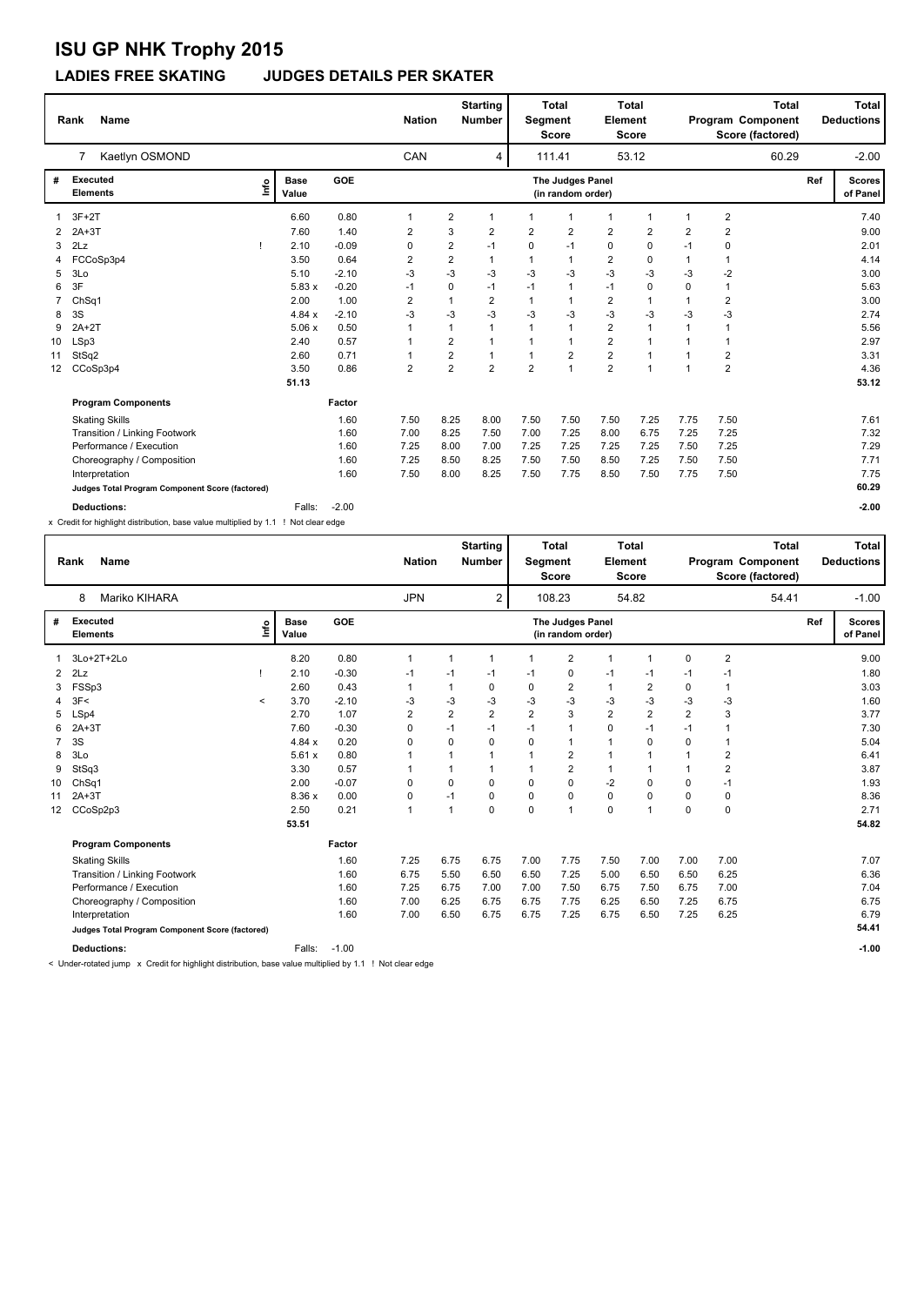# ISU GP NHK Trophy 2015

## LADIES FREE SKATING    JUDGES DETAILS PER SKATER

| Rank | Name | Nation | Starting Number | Total Segment Score | Total Element Score | Total Program Component Score (factored) | Total Deductions |
|---|---|---|---|---|---|---|---|
| 7 | Kaetlyn OSMOND | CAN | 4 | 111.41 | 53.12 | 60.29 | -2.00 |

| # | Executed Elements | Info | Base Value | GOE | J1 | J2 | J3 | J4 | J5 | J6 | J7 | J8 | J9 | Ref | Scores of Panel |
|---|---|---|---|---|---|---|---|---|---|---|---|---|---|---|---|
| 1 | 3F+2T | | 6.60 | 0.80 | 1 | 2 | 1 | 1 | 1 | 1 | 1 | 1 | 2 | | 7.40 |
| 2 | 2A+3T | | 7.60 | 1.40 | 2 | 3 | 2 | 2 | 2 | 2 | 2 | 2 | 2 | | 9.00 |
| 3 | 2Lz | ! | 2.10 | -0.09 | 0 | 2 | -1 | 0 | -1 | 0 | 0 | -1 | 0 | | 2.01 |
| 4 | FCCoSp3p4 | | 3.50 | 0.64 | 2 | 2 | 1 | 1 | 1 | 2 | 0 | 1 | 1 | | 4.14 |
| 5 | 3Lo | | 5.10 | -2.10 | -3 | -3 | -3 | -3 | -3 | -3 | -3 | -3 | -2 | | 3.00 |
| 6 | 3F | | 5.83 x | -0.20 | -1 | 0 | -1 | -1 | 1 | -1 | 0 | 0 | 1 | | 5.63 |
| 7 | ChSq1 | | 2.00 | 1.00 | 2 | 1 | 2 | 1 | 1 | 2 | 1 | 1 | 2 | | 3.00 |
| 8 | 3S | | 4.84 x | -2.10 | -3 | -3 | -3 | -3 | -3 | -3 | -3 | -3 | -3 | | 2.74 |
| 9 | 2A+2T | | 5.06 x | 0.50 | 1 | 1 | 1 | 1 | 1 | 2 | 1 | 1 | 1 | | 5.56 |
| 10 | LSp3 | | 2.40 | 0.57 | 1 | 2 | 1 | 1 | 1 | 2 | 1 | 1 | 1 | | 2.97 |
| 11 | StSq2 | | 2.60 | 0.71 | 1 | 2 | 1 | 1 | 2 | 2 | 1 | 1 | 2 | | 3.31 |
| 12 | CCoSp3p4 | | 3.50 | 0.86 | 2 | 2 | 2 | 2 | 1 | 2 | 1 | 1 | 2 | | 4.36 |
| | | | 51.13 | | | | | | | | | | | | 53.12 |

| Program Components | Factor | J1 | J2 | J3 | J4 | J5 | J6 | J7 | J8 | J9 | Scores of Panel |
|---|---|---|---|---|---|---|---|---|---|---|---|
| Skating Skills | 1.60 | 7.50 | 8.25 | 8.00 | 7.50 | 7.50 | 7.50 | 7.25 | 7.75 | 7.50 | 7.61 |
| Transition / Linking Footwork | 1.60 | 7.00 | 8.25 | 7.50 | 7.00 | 7.25 | 8.00 | 6.75 | 7.25 | 7.25 | 7.32 |
| Performance / Execution | 1.60 | 7.25 | 8.00 | 7.00 | 7.25 | 7.25 | 7.25 | 7.25 | 7.50 | 7.25 | 7.29 |
| Choreography / Composition | 1.60 | 7.25 | 8.50 | 8.25 | 7.50 | 7.50 | 8.50 | 7.25 | 7.50 | 7.50 | 7.71 |
| Interpretation | 1.60 | 7.50 | 8.00 | 8.25 | 7.50 | 7.75 | 8.50 | 7.50 | 7.75 | 7.50 | 7.75 |
| Judges Total Program Component Score (factored) | | | | | | | | | | | 60.29 |
| Deductions: | Falls: -2.00 | | | | | | | | | | -2.00 |

x Credit for highlight distribution, base value multiplied by 1.1 ! Not clear edge

| Rank | Name | Nation | Starting Number | Total Segment Score | Total Element Score | Total Program Component Score (factored) | Total Deductions |
|---|---|---|---|---|---|---|---|
| 8 | Mariko KIHARA | JPN | 2 | 108.23 | 54.82 | 54.41 | -1.00 |

| # | Executed Elements | Info | Base Value | GOE | J1 | J2 | J3 | J4 | J5 | J6 | J7 | J8 | J9 | Ref | Scores of Panel |
|---|---|---|---|---|---|---|---|---|---|---|---|---|---|---|---|
| 1 | 3Lo+2T+2Lo | | 8.20 | 0.80 | 1 | 1 | 1 | 1 | 2 | 1 | 1 | 0 | 2 | | 9.00 |
| 2 | 2Lz | ! | 2.10 | -0.30 | -1 | -1 | -1 | -1 | 0 | -1 | -1 | -1 | -1 | | 1.80 |
| 3 | FSSp3 | | 2.60 | 0.43 | 1 | 1 | 0 | 0 | 2 | 1 | 2 | 0 | 1 | | 3.03 |
| 4 | 3F< | < | 3.70 | -2.10 | -3 | -3 | -3 | -3 | -3 | -3 | -3 | -3 | -3 | | 1.60 |
| 5 | LSp4 | | 2.70 | 1.07 | 2 | 2 | 2 | 2 | 3 | 2 | 2 | 2 | 3 | | 3.77 |
| 6 | 2A+3T | | 7.60 | -0.30 | 0 | -1 | -1 | -1 | 1 | 0 | -1 | -1 | 1 | | 7.30 |
| 7 | 3S | | 4.84 x | 0.20 | 0 | 0 | 0 | 0 | 1 | 1 | 0 | 0 | 1 | | 5.04 |
| 8 | 3Lo | | 5.61 x | 0.80 | 1 | 1 | 1 | 1 | 2 | 1 | 1 | 1 | 2 | | 6.41 |
| 9 | StSq3 | | 3.30 | 0.57 | 1 | 1 | 1 | 1 | 2 | 1 | 1 | 1 | 2 | | 3.87 |
| 10 | ChSq1 | | 2.00 | -0.07 | 0 | 0 | 0 | 0 | 0 | -2 | 0 | 0 | -1 | | 1.93 |
| 11 | 2A+3T | | 8.36 x | 0.00 | 0 | -1 | 0 | 0 | 0 | 0 | 0 | 0 | 0 | | 8.36 |
| 12 | CCoSp2p3 | | 2.50 | 0.21 | 1 | 1 | 0 | 0 | 1 | 0 | 1 | 0 | 0 | | 2.71 |
| | | | 53.51 | | | | | | | | | | | | 54.82 |

| Program Components | Factor | J1 | J2 | J3 | J4 | J5 | J6 | J7 | J8 | J9 | Scores of Panel |
|---|---|---|---|---|---|---|---|---|---|---|---|
| Skating Skills | 1.60 | 7.25 | 6.75 | 6.75 | 7.00 | 7.75 | 7.50 | 7.00 | 7.00 | 7.00 | 7.07 |
| Transition / Linking Footwork | 1.60 | 6.75 | 5.50 | 6.50 | 6.50 | 7.25 | 5.00 | 6.50 | 6.50 | 6.25 | 6.36 |
| Performance / Execution | 1.60 | 7.25 | 6.75 | 7.00 | 7.00 | 7.50 | 6.75 | 7.50 | 6.75 | 7.00 | 7.04 |
| Choreography / Composition | 1.60 | 7.00 | 6.25 | 6.75 | 6.75 | 7.75 | 6.25 | 6.50 | 7.25 | 6.75 | 6.75 |
| Interpretation | 1.60 | 7.00 | 6.50 | 6.75 | 6.75 | 7.25 | 6.75 | 6.50 | 7.25 | 6.25 | 6.79 |
| Judges Total Program Component Score (factored) | | | | | | | | | | | 54.41 |
| Deductions: | Falls: -1.00 | | | | | | | | | | -1.00 |

< Under-rotated jump x Credit for highlight distribution, base value multiplied by 1.1 ! Not clear edge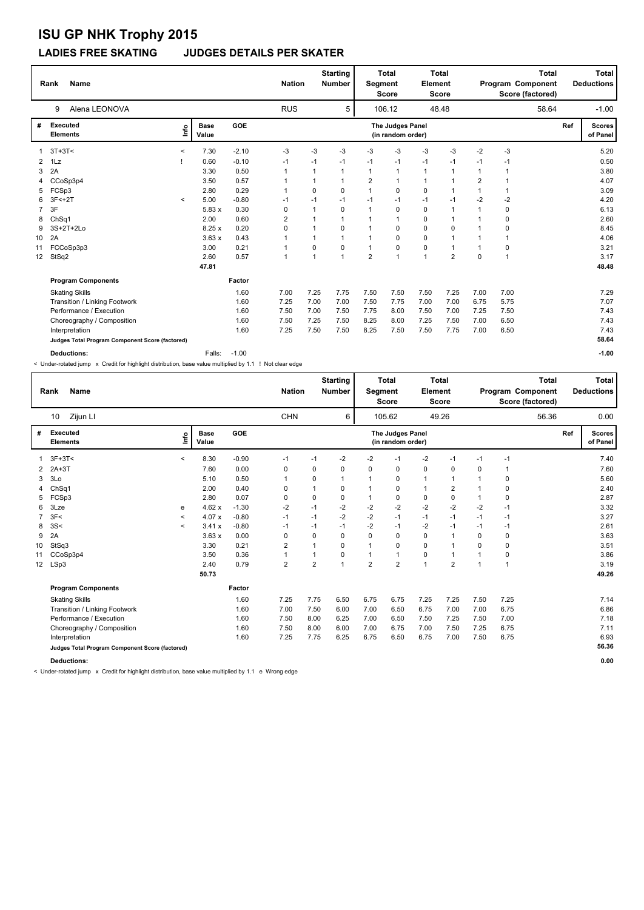# ISU GP NHK Trophy 2015

## LADIES FREE SKATING JUDGES DETAILS PER SKATER

| Rank | Name | Nation | Starting Number | Total Segment Score | Total Element Score | Total Program Component Score (factored) | Total Deductions |
|---|---|---|---|---|---|---|---|
| 9 | Alena LEONOVA | RUS | 5 | 106.12 | 48.48 | 58.64 | -1.00 |

| # | Executed Elements | Info | Base Value | GOE | J1 | J2 | J3 | J4 | J5 | J6 | J7 | J8 | J9 | Ref | Scores of Panel |
|---|---|---|---|---|---|---|---|---|---|---|---|---|---|---|---|
| 1 | 3T+3T< | < | 7.30 | -2.10 | -3 | -3 | -3 | -3 | -3 | -3 | -3 | -2 | -3 | | 5.20 |
| 2 | 1Lz | ! | 0.60 | -0.10 | -1 | -1 | -1 | -1 | -1 | -1 | -1 | -1 | -1 | | 0.50 |
| 3 | 2A | | 3.30 | 0.50 | 1 | 1 | 1 | 1 | 1 | 1 | 1 | 1 | 1 | | 3.80 |
| 4 | CCoSp3p4 | | 3.50 | 0.57 | 1 | 1 | 1 | 2 | 1 | 1 | 1 | 2 | 1 | | 4.07 |
| 5 | FCSp3 | | 2.80 | 0.29 | 1 | 0 | 0 | 1 | 0 | 0 | 1 | 1 | 1 | | 3.09 |
| 6 | 3F<+2T | < | 5.00 | -0.80 | -1 | -1 | -1 | -1 | -1 | -1 | -1 | -2 | -2 | | 4.20 |
| 7 | 3F | | 5.83 x | 0.30 | 0 | 1 | 0 | 1 | 0 | 0 | 1 | 1 | 0 | | 6.13 |
| 8 | ChSq1 | | 2.00 | 0.60 | 2 | 1 | 1 | 1 | 1 | 0 | 1 | 1 | 0 | | 2.60 |
| 9 | 3S+2T+2Lo | | 8.25 x | 0.20 | 0 | 1 | 0 | 1 | 0 | 0 | 0 | 1 | 0 | | 8.45 |
| 10 | 2A | | 3.63 x | 0.43 | 1 | 1 | 1 | 1 | 0 | 0 | 1 | 1 | 1 | | 4.06 |
| 11 | FCCoSp3p3 | | 3.00 | 0.21 | 1 | 0 | 0 | 1 | 0 | 0 | 1 | 1 | 0 | | 3.21 |
| 12 | StSq2 | | 2.60 | 0.57 | 1 | 1 | 1 | 2 | 1 | 1 | 2 | 0 | 1 | | 3.17 |
| | | | 47.81 | | | | | | | | | | | | 48.48 |

| Program Components | Factor | J1 | J2 | J3 | J4 | J5 | J6 | J7 | J8 | J9 | Scores of Panel |
|---|---|---|---|---|---|---|---|---|---|---|---|
| Skating Skills | 1.60 | 7.00 | 7.25 | 7.75 | 7.50 | 7.50 | 7.50 | 7.25 | 7.00 | 7.00 | 7.29 |
| Transition / Linking Footwork | 1.60 | 7.25 | 7.00 | 7.00 | 7.50 | 7.75 | 7.00 | 7.00 | 6.75 | 5.75 | 7.07 |
| Performance / Execution | 1.60 | 7.50 | 7.00 | 7.50 | 7.75 | 8.00 | 7.50 | 7.00 | 7.25 | 7.50 | 7.43 |
| Choreography / Composition | 1.60 | 7.50 | 7.25 | 7.50 | 8.25 | 8.00 | 7.25 | 7.50 | 7.00 | 6.50 | 7.43 |
| Interpretation | 1.60 | 7.25 | 7.50 | 7.50 | 8.25 | 7.50 | 7.50 | 7.75 | 7.00 | 6.50 | 7.43 |
| Judges Total Program Component Score (factored) | | | | | | | | | | | 58.64 |

**Deductions:** Falls: -1.00 **-1.00**

< Under-rotated jump x Credit for highlight distribution, base value multiplied by 1.1 ! Not clear edge

| Rank | Name | Nation | Starting Number | Total Segment Score | Total Element Score | Total Program Component Score (factored) | Total Deductions |
|---|---|---|---|---|---|---|---|
| 10 | Zijun LI | CHN | 6 | 105.62 | 49.26 | 56.36 | 0.00 |

| # | Executed Elements | Info | Base Value | GOE | J1 | J2 | J3 | J4 | J5 | J6 | J7 | J8 | J9 | Ref | Scores of Panel |
|---|---|---|---|---|---|---|---|---|---|---|---|---|---|---|---|
| 1 | 3F+3T< | < | 8.30 | -0.90 | -1 | -1 | -2 | -2 | -1 | -2 | -1 | -1 | -1 | | 7.40 |
| 2 | 2A+3T | | 7.60 | 0.00 | 0 | 0 | 0 | 0 | 0 | 0 | 0 | 0 | 1 | | 7.60 |
| 3 | 3Lo | | 5.10 | 0.50 | 1 | 0 | 1 | 1 | 0 | 1 | 1 | 1 | 0 | | 5.60 |
| 4 | ChSq1 | | 2.00 | 0.40 | 0 | 1 | 0 | 1 | 0 | 1 | 2 | 1 | 0 | | 2.40 |
| 5 | FCSp3 | | 2.80 | 0.07 | 0 | 0 | 0 | 1 | 0 | 0 | 0 | 1 | 0 | | 2.87 |
| 6 | 3Lze | e | 4.62 x | -1.30 | -2 | -1 | -2 | -2 | -2 | -2 | -2 | -2 | -1 | | 3.32 |
| 7 | 3F< | < | 4.07 x | -0.80 | -1 | -1 | -2 | -2 | -1 | -1 | -1 | -1 | -1 | | 3.27 |
| 8 | 3S< | < | 3.41 x | -0.80 | -1 | -1 | -1 | -2 | -1 | -2 | -1 | -1 | -1 | | 2.61 |
| 9 | 2A | | 3.63 x | 0.00 | 0 | 0 | 0 | 0 | 0 | 0 | 1 | 0 | 0 | | 3.63 |
| 10 | StSq3 | | 3.30 | 0.21 | 2 | 1 | 0 | 1 | 0 | 0 | 1 | 0 | 0 | | 3.51 |
| 11 | CCoSp3p4 | | 3.50 | 0.36 | 1 | 1 | 0 | 1 | 1 | 0 | 1 | 1 | 0 | | 3.86 |
| 12 | LSp3 | | 2.40 | 0.79 | 2 | 2 | 1 | 2 | 2 | 1 | 2 | 1 | 1 | | 3.19 |
| | | | 50.73 | | | | | | | | | | | | 49.26 |

| Program Components | Factor | J1 | J2 | J3 | J4 | J5 | J6 | J7 | J8 | J9 | Scores of Panel |
|---|---|---|---|---|---|---|---|---|---|---|---|
| Skating Skills | 1.60 | 7.25 | 7.75 | 6.50 | 6.75 | 6.75 | 7.25 | 7.25 | 7.50 | 7.25 | 7.14 |
| Transition / Linking Footwork | 1.60 | 7.00 | 7.50 | 6.00 | 7.00 | 6.50 | 6.75 | 7.00 | 7.00 | 6.75 | 6.86 |
| Performance / Execution | 1.60 | 7.50 | 8.00 | 6.25 | 7.00 | 6.50 | 7.50 | 7.25 | 7.50 | 7.00 | 7.18 |
| Choreography / Composition | 1.60 | 7.50 | 8.00 | 6.00 | 7.00 | 6.75 | 7.00 | 7.50 | 7.25 | 6.75 | 7.11 |
| Interpretation | 1.60 | 7.25 | 7.75 | 6.25 | 6.75 | 6.50 | 6.75 | 7.00 | 7.50 | 6.75 | 6.93 |
| Judges Total Program Component Score (factored) | | | | | | | | | | | 56.36 |

**Deductions:** **0.00**

< Under-rotated jump x Credit for highlight distribution, base value multiplied by 1.1 e Wrong edge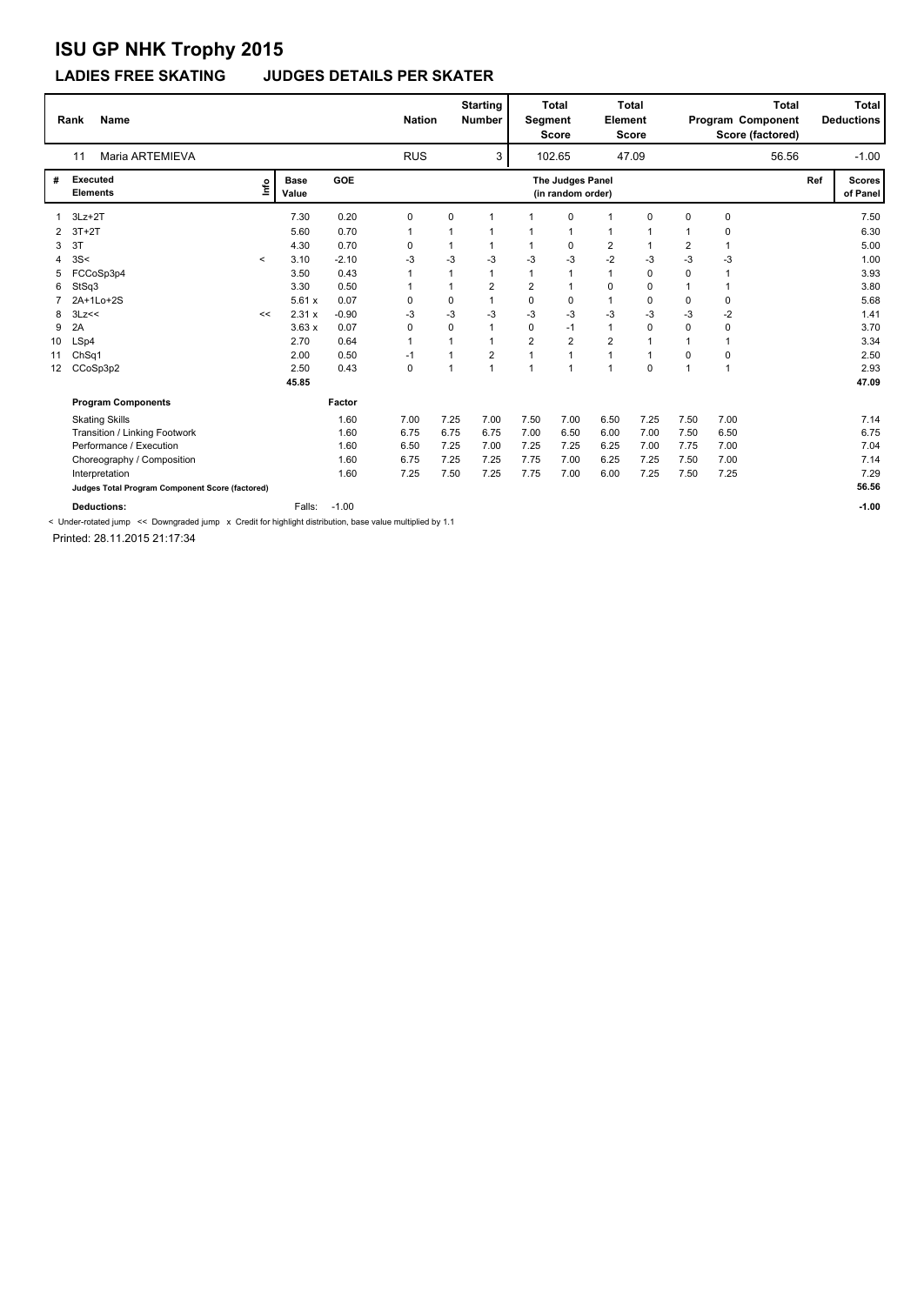# ISU GP NHK Trophy 2015

## LADIES FREE SKATING JUDGES DETAILS PER SKATER

| Rank | Name | Nation | Starting Number | Total Segment Score | Total Element Score | Total Program Component Score (factored) | Total Deductions |
|---|---|---|---|---|---|---|---|
| 11 | Maria ARTEMIEVA | RUS | 3 | 102.65 | 47.09 | 56.56 | -1.00 |

| # | Executed Elements | Info | Base Value | | GOE | J1 | J2 | J3 | J4 | J5 | J6 | J7 | J8 | J9 | Ref | Scores of Panel |
|---|---|---|---|---|---|---|---|---|---|---|---|---|---|---|---|---|
| 1 | 3Lz+2T | | 7.30 | | 0.20 | 0 | 0 | 1 | 1 | 0 | 1 | 0 | 0 | 0 | | 7.50 |
| 2 | 3T+2T | | 5.60 | | 0.70 | 1 | 1 | 1 | 1 | 1 | 1 | 1 | 1 | 0 | | 6.30 |
| 3 | 3T | | 4.30 | | 0.70 | 0 | 1 | 1 | 1 | 0 | 2 | 1 | 2 | 1 | | 5.00 |
| 4 | 3S< | < | 3.10 | | -2.10 | -3 | -3 | -3 | -3 | -3 | -2 | -3 | -3 | -3 | | 1.00 |
| 5 | FCCoSp3p4 | | 3.50 | | 0.43 | 1 | 1 | 1 | 1 | 1 | 1 | 0 | 0 | 1 | | 3.93 |
| 6 | StSq3 | | 3.30 | | 0.50 | 1 | 1 | 2 | 2 | 1 | 0 | 0 | 1 | 1 | | 3.80 |
| 7 | 2A+1Lo+2S | | 5.61 | x | 0.07 | 0 | 0 | 1 | 0 | 0 | 1 | 0 | 0 | 0 | | 5.68 |
| 8 | 3Lz<< | << | 2.31 | x | -0.90 | -3 | -3 | -3 | -3 | -3 | -3 | -3 | -3 | -2 | | 1.41 |
| 9 | 2A | | 3.63 | x | 0.07 | 0 | 0 | 1 | 0 | -1 | 1 | 0 | 0 | 0 | | 3.70 |
| 10 | LSp4 | | 2.70 | | 0.64 | 1 | 1 | 1 | 2 | 2 | 2 | 1 | 1 | 1 | | 3.34 |
| 11 | ChSq1 | | 2.00 | | 0.50 | -1 | 1 | 2 | 1 | 1 | 1 | 1 | 0 | 0 | | 2.50 |
| 12 | CCoSp3p2 | | 2.50 | | 0.43 | 0 | 1 | 1 | 1 | 1 | 1 | 0 | 1 | 1 | | 2.93 |
| | | | 45.85 | | | | | | | | | | | | | 47.09 |

| Program Components | Factor | J1 | J2 | J3 | J4 | J5 | J6 | J7 | J8 | J9 | Scores of Panel |
|---|---|---|---|---|---|---|---|---|---|---|---|
| Skating Skills | 1.60 | 7.00 | 7.25 | 7.00 | 7.50 | 7.00 | 6.50 | 7.25 | 7.50 | 7.00 | 7.14 |
| Transition / Linking Footwork | 1.60 | 6.75 | 6.75 | 6.75 | 7.00 | 6.50 | 6.00 | 7.00 | 7.50 | 6.50 | 6.75 |
| Performance / Execution | 1.60 | 6.50 | 7.25 | 7.00 | 7.25 | 7.25 | 6.25 | 7.00 | 7.75 | 7.00 | 7.04 |
| Choreography / Composition | 1.60 | 6.75 | 7.25 | 7.25 | 7.75 | 7.00 | 6.25 | 7.25 | 7.50 | 7.00 | 7.14 |
| Interpretation | 1.60 | 7.25 | 7.50 | 7.25 | 7.75 | 7.00 | 6.00 | 7.25 | 7.50 | 7.25 | 7.29 |
| Judges Total Program Component Score (factored) | | | | | | | | | | | 56.56 |

**Deductions:** Falls: -1.00 &nbsp;&nbsp;&nbsp; **-1.00**

< Under-rotated jump << Downgraded jump x Credit for highlight distribution, base value multiplied by 1.1

Printed: 28.11.2015 21:17:34